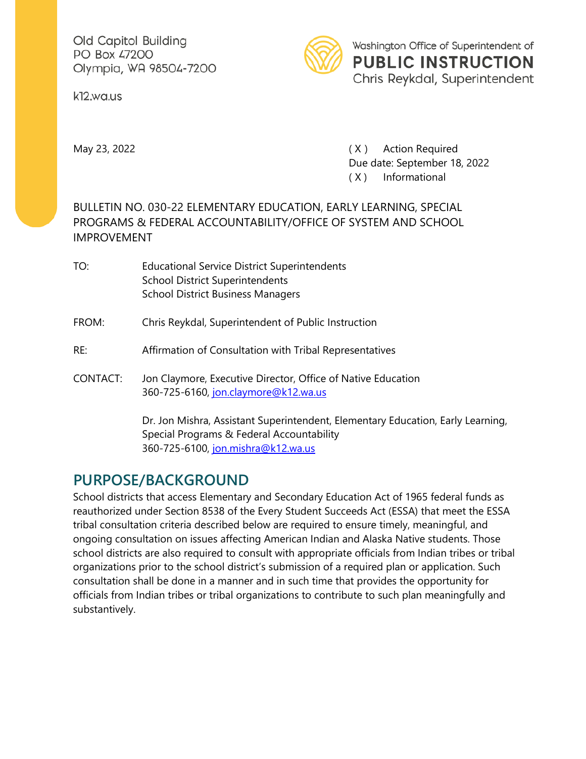Old Capitol Building
PO Box 47200
Olympia, WA 98504-7200

k12.wa.us

Washington Office of Superintendent of
**PUBLIC INSTRUCTION**
Chris Reykdal, Superintendent

May 23, 2022

( X ) Action Required
Due date: September 18, 2022
( X ) Informational

BULLETIN NO. 030-22 ELEMENTARY EDUCATION, EARLY LEARNING, SPECIAL PROGRAMS & FEDERAL ACCOUNTABILITY/OFFICE OF SYSTEM AND SCHOOL IMPROVEMENT

TO: Educational Service District Superintendents
School District Superintendents
School District Business Managers

FROM: Chris Reykdal, Superintendent of Public Instruction

RE: Affirmation of Consultation with Tribal Representatives

CONTACT: Jon Claymore, Executive Director, Office of Native Education
360-725-6160, jon.claymore@k12.wa.us

Dr. Jon Mishra, Assistant Superintendent, Elementary Education, Early Learning, Special Programs & Federal Accountability
360-725-6100, jon.mishra@k12.wa.us

## PURPOSE/BACKGROUND

School districts that access Elementary and Secondary Education Act of 1965 federal funds as reauthorized under Section 8538 of the Every Student Succeeds Act (ESSA) that meet the ESSA tribal consultation criteria described below are required to ensure timely, meaningful, and ongoing consultation on issues affecting American Indian and Alaska Native students. Those school districts are also required to consult with appropriate officials from Indian tribes or tribal organizations prior to the school district's submission of a required plan or application. Such consultation shall be done in a manner and in such time that provides the opportunity for officials from Indian tribes or tribal organizations to contribute to such plan meaningfully and substantively.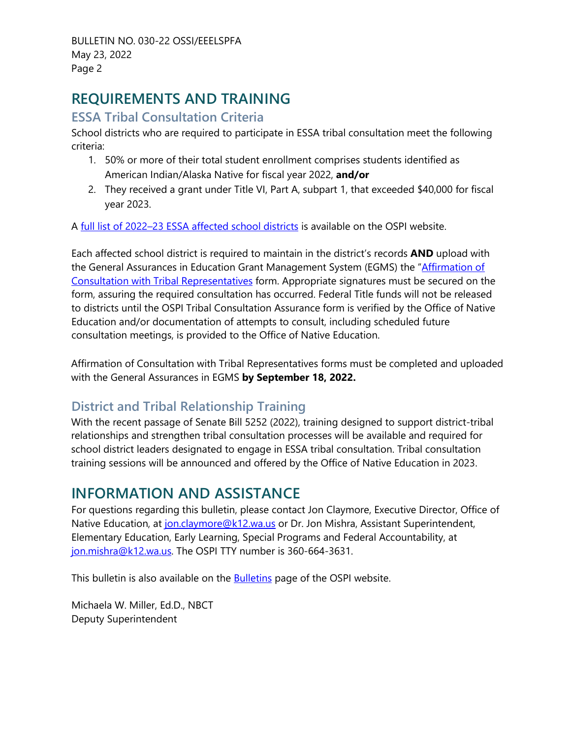## REQUIREMENTS AND TRAINING

### ESSA Tribal Consultation Criteria

School districts who are required to participate in ESSA tribal consultation meet the following criteria:

1. 50% or more of their total student enrollment comprises students identified as American Indian/Alaska Native for fiscal year 2022, **and/or**
2. They received a grant under Title VI, Part A, subpart 1, that exceeded $40,000 for fiscal year 2023.

A full list of 2022–23 ESSA affected school districts is available on the OSPI website.

Each affected school district is required to maintain in the district's records **AND** upload with the General Assurances in Education Grant Management System (EGMS) the "Affirmation of Consultation with Tribal Representatives form. Appropriate signatures must be secured on the form, assuring the required consultation has occurred. Federal Title funds will not be released to districts until the OSPI Tribal Consultation Assurance form is verified by the Office of Native Education and/or documentation of attempts to consult, including scheduled future consultation meetings, is provided to the Office of Native Education.

Affirmation of Consultation with Tribal Representatives forms must be completed and uploaded with the General Assurances in EGMS **by September 18, 2022.**

### District and Tribal Relationship Training

With the recent passage of Senate Bill 5252 (2022), training designed to support district-tribal relationships and strengthen tribal consultation processes will be available and required for school district leaders designated to engage in ESSA tribal consultation. Tribal consultation training sessions will be announced and offered by the Office of Native Education in 2023.

## INFORMATION AND ASSISTANCE

For questions regarding this bulletin, please contact Jon Claymore, Executive Director, Office of Native Education, at jon.claymore@k12.wa.us or Dr. Jon Mishra, Assistant Superintendent, Elementary Education, Early Learning, Special Programs and Federal Accountability, at jon.mishra@k12.wa.us. The OSPI TTY number is 360-664-3631.

This bulletin is also available on the Bulletins page of the OSPI website.

Michaela W. Miller, Ed.D., NBCT
Deputy Superintendent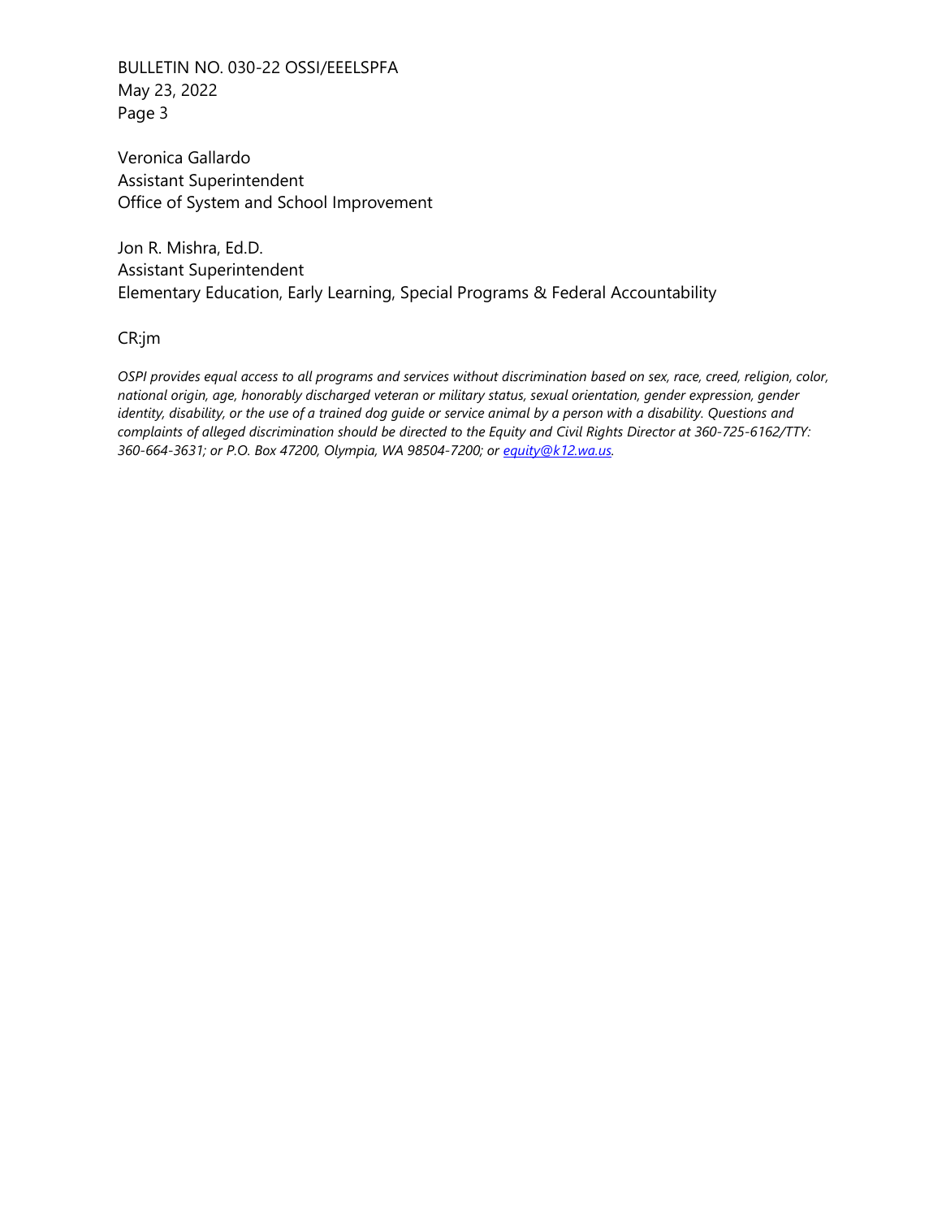Veronica Gallardo
Assistant Superintendent
Office of System and School Improvement

Jon R. Mishra, Ed.D.
Assistant Superintendent
Elementary Education, Early Learning, Special Programs & Federal Accountability

CR:jm

*OSPI provides equal access to all programs and services without discrimination based on sex, race, creed, religion, color, national origin, age, honorably discharged veteran or military status, sexual orientation, gender expression, gender identity, disability, or the use of a trained dog guide or service animal by a person with a disability. Questions and complaints of alleged discrimination should be directed to the Equity and Civil Rights Director at 360-725-6162/TTY: 360-664-3631; or P.O. Box 47200, Olympia, WA 98504-7200; or [equity@k12.wa.us](mailto:equity@k12.wa.us).*